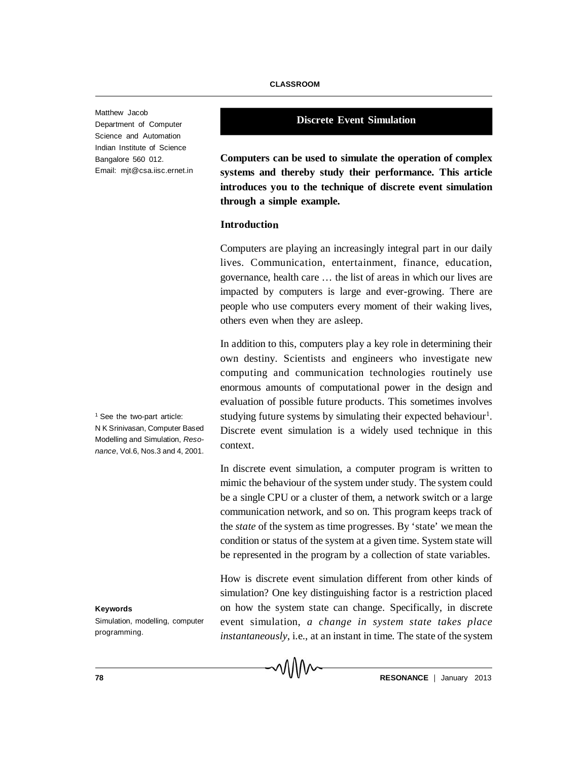Matthew Jacob
Department of Computer Science and Automation
Indian Institute of Science
Bangalore 560 012.
Email: mjt@csa.iisc.ernet.in

# Discrete Event Simulation

**Computers can be used to simulate the operation of complex systems and thereby study their performance. This article introduces you to the technique of discrete event simulation through a simple example.**

## Introduction

Computers are playing an increasingly integral part in our daily lives. Communication, entertainment, finance, education, governance, health care … the list of areas in which our lives are impacted by computers is large and ever-growing. There are people who use computers every moment of their waking lives, others even when they are asleep.

In addition to this, computers play a key role in determining their own destiny. Scientists and engineers who investigate new computing and communication technologies routinely use enormous amounts of computational power in the design and evaluation of possible future products. This sometimes involves studying future systems by simulating their expected behaviour[1]. Discrete event simulation is a widely used technique in this context.

[1] See the two-part article: N K Srinivasan, Computer Based Modelling and Simulation, *Resonance*, Vol.6, Nos.3 and 4, 2001.

In discrete event simulation, a computer program is written to mimic the behaviour of the system under study. The system could be a single CPU or a cluster of them, a network switch or a large communication network, and so on. This program keeps track of the *state* of the system as time progresses. By 'state' we mean the condition or status of the system at a given time. System state will be represented in the program by a collection of state variables.

How is discrete event simulation different from other kinds of simulation? One key distinguishing factor is a restriction placed on how the system state can change. Specifically, in discrete event simulation, *a change in system state takes place instantaneously*, i.e., at an instant in time. The state of the system

**Keywords**
Simulation, modelling, computer programming.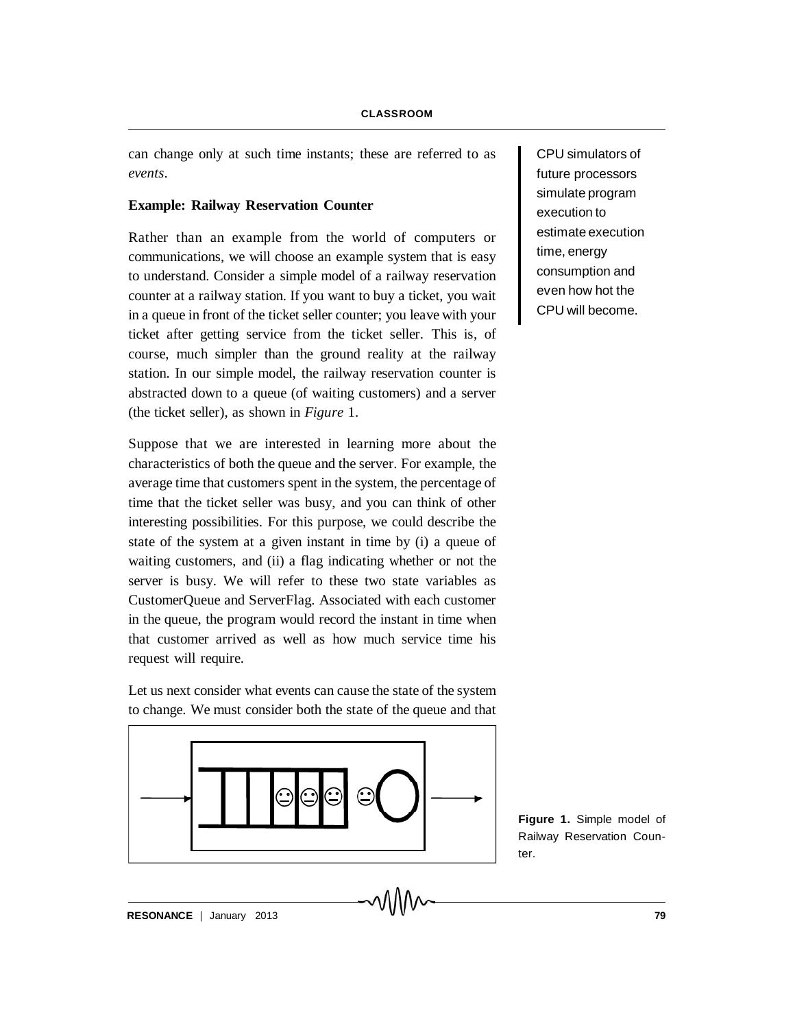can change only at such time instants; these are referred to as *events*.

**Example: Railway Reservation Counter**

Rather than an example from the world of computers or communications, we will choose an example system that is easy to understand. Consider a simple model of a railway reservation counter at a railway station. If you want to buy a ticket, you wait in a queue in front of the ticket seller counter; you leave with your ticket after getting service from the ticket seller. This is, of course, much simpler than the ground reality at the railway station. In our simple model, the railway reservation counter is abstracted down to a queue (of waiting customers) and a server (the ticket seller), as shown in *Figure* 1.

CPU simulators of future processors simulate program execution to estimate execution time, energy consumption and even how hot the CPU will become.

Suppose that we are interested in learning more about the characteristics of both the queue and the server. For example, the average time that customers spent in the system, the percentage of time that the ticket seller was busy, and you can think of other interesting possibilities. For this purpose, we could describe the state of the system at a given instant in time by (i) a queue of waiting customers, and (ii) a flag indicating whether or not the server is busy. We will refer to these two state variables as CustomerQueue and ServerFlag. Associated with each customer in the queue, the program would record the instant in time when that customer arrived as well as how much service time his request will require.

Let us next consider what events can cause the state of the system to change. We must consider both the state of the queue and that

**Figure 1.** Simple model of Railway Reservation Counter.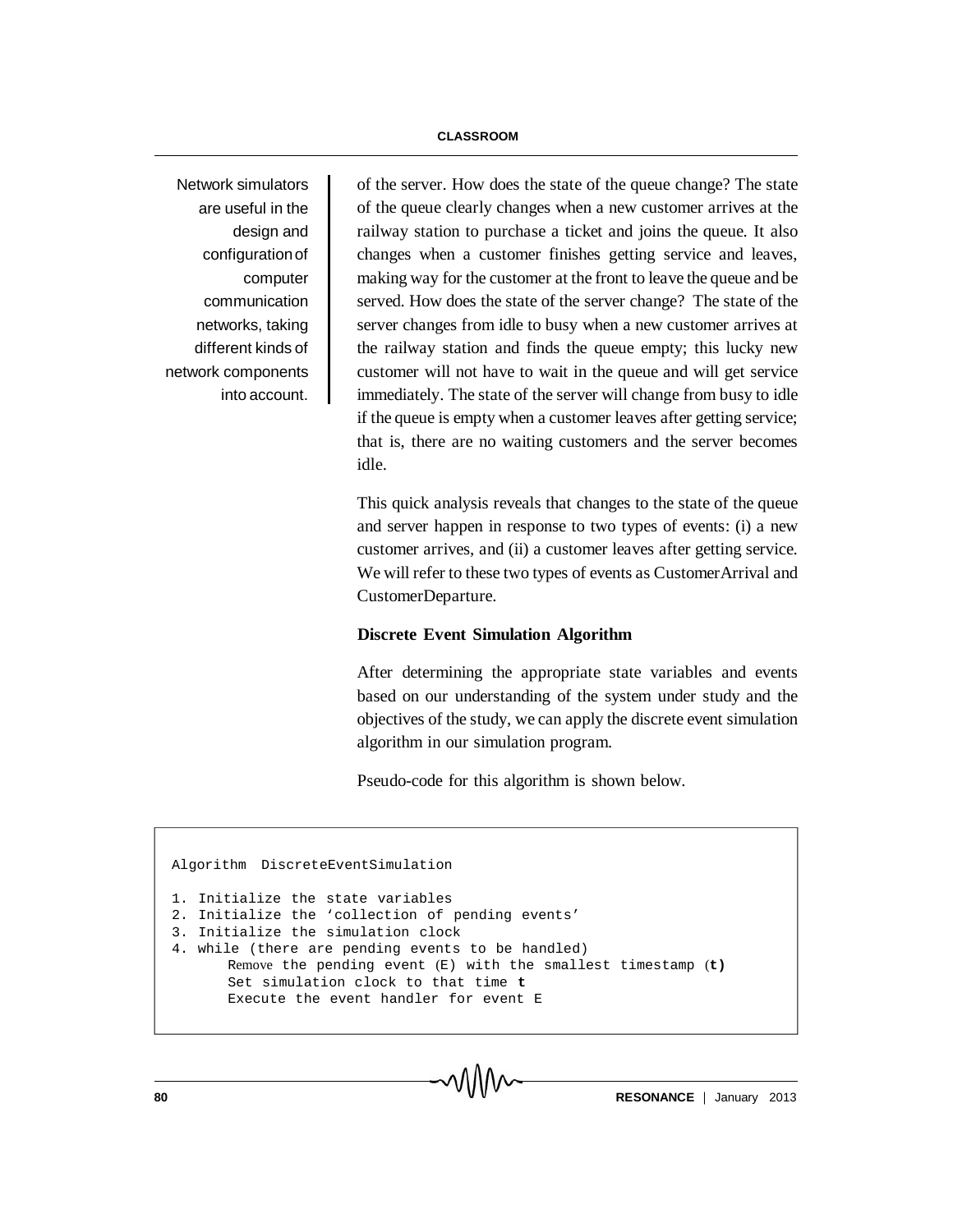of the server. How does the state of the queue change? The state of the queue clearly changes when a new customer arrives at the railway station to purchase a ticket and joins the queue. It also changes when a customer finishes getting service and leaves, making way for the customer at the front to leave the queue and be served. How does the state of the server change? The state of the server changes from idle to busy when a new customer arrives at the railway station and finds the queue empty; this lucky new customer will not have to wait in the queue and will get service immediately. The state of the server will change from busy to idle if the queue is empty when a customer leaves after getting service; that is, there are no waiting customers and the server becomes idle.

Network simulators are useful in the design and configuration of computer communication networks, taking different kinds of network components into account.

This quick analysis reveals that changes to the state of the queue and server happen in response to two types of events: (i) a new customer arrives, and (ii) a customer leaves after getting service. We will refer to these two types of events as CustomerArrival and CustomerDeparture.

### Discrete Event Simulation Algorithm

After determining the appropriate state variables and events based on our understanding of the system under study and the objectives of the study, we can apply the discrete event simulation algorithm in our simulation program.

Pseudo-code for this algorithm is shown below.

```
Algorithm  DiscreteEventSimulation

1. Initialize the state variables
2. Initialize the 'collection of pending events'
3. Initialize the simulation clock
4. while (there are pending events to be handled)
       Remove the pending event (E) with the smallest timestamp (t)
       Set simulation clock to that time t
       Execute the event handler for event E
```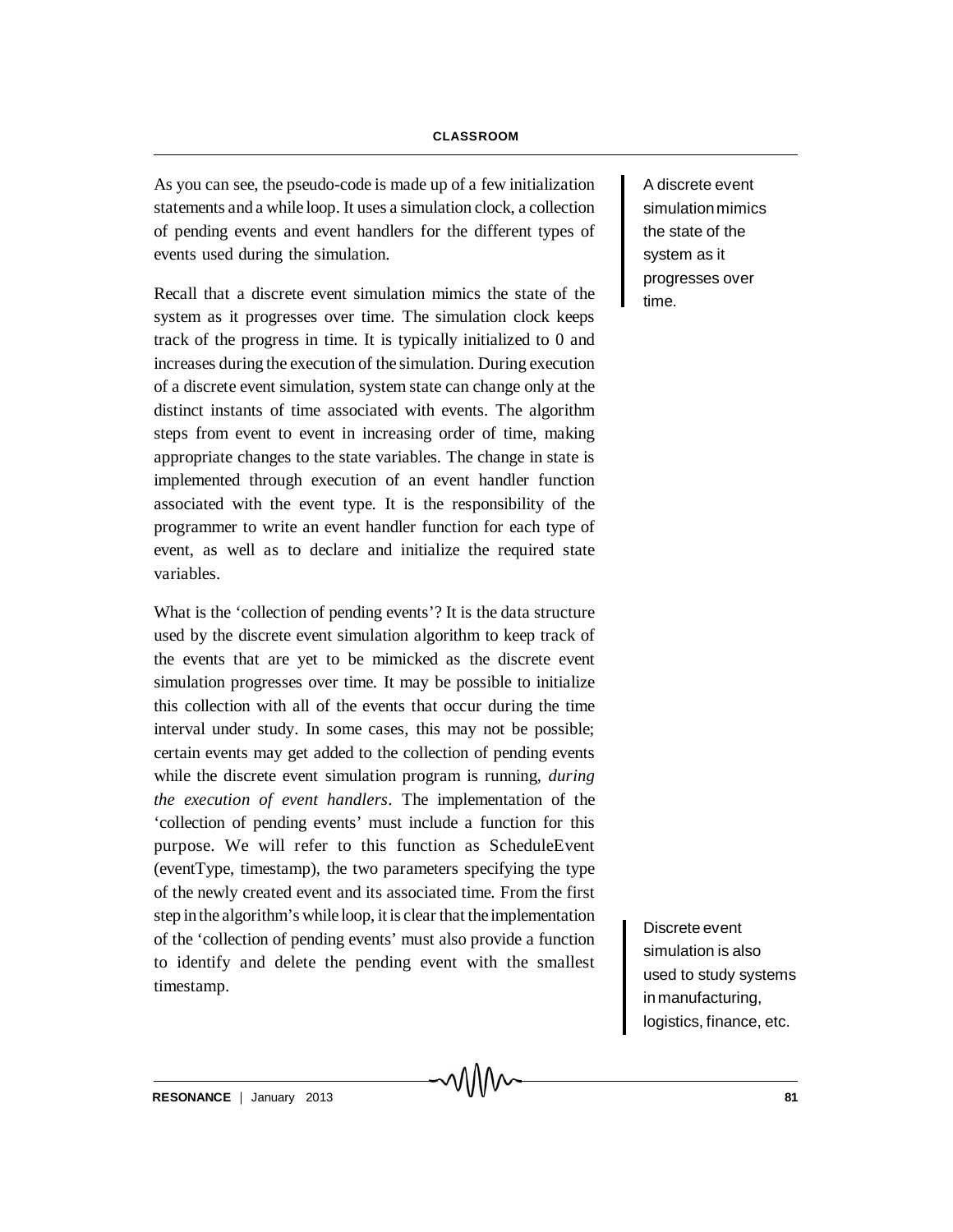As you can see, the pseudo-code is made up of a few initialization statements and a while loop. It uses a simulation clock, a collection of pending events and event handlers for the different types of events used during the simulation.

A discrete event simulation mimics the state of the system as it progresses over time.

Recall that a discrete event simulation mimics the state of the system as it progresses over time. The simulation clock keeps track of the progress in time. It is typically initialized to 0 and increases during the execution of the simulation. During execution of a discrete event simulation, system state can change only at the distinct instants of time associated with events. The algorithm steps from event to event in increasing order of time, making appropriate changes to the state variables. The change in state is implemented through execution of an event handler function associated with the event type. It is the responsibility of the programmer to write an event handler function for each type of event, as well as to declare and initialize the required state variables.

What is the 'collection of pending events'? It is the data structure used by the discrete event simulation algorithm to keep track of the events that are yet to be mimicked as the discrete event simulation progresses over time. It may be possible to initialize this collection with all of the events that occur during the time interval under study. In some cases, this may not be possible; certain events may get added to the collection of pending events while the discrete event simulation program is running, *during the execution of event handlers*. The implementation of the 'collection of pending events' must include a function for this purpose. We will refer to this function as ScheduleEvent (eventType, timestamp), the two parameters specifying the type of the newly created event and its associated time. From the first step in the algorithm's while loop, it is clear that the implementation of the 'collection of pending events' must also provide a function to identify and delete the pending event with the smallest timestamp.

Discrete event simulation is also used to study systems in manufacturing, logistics, finance, etc.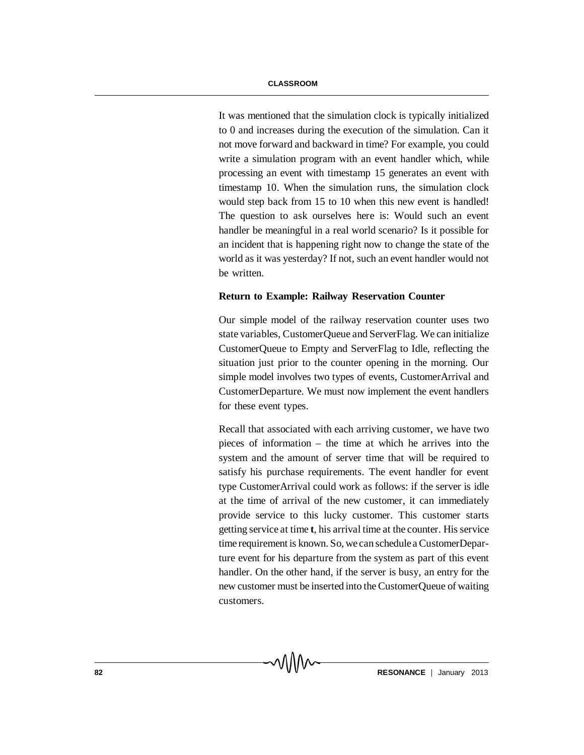It was mentioned that the simulation clock is typically initialized to 0 and increases during the execution of the simulation. Can it not move forward and backward in time? For example, you could write a simulation program with an event handler which, while processing an event with timestamp 15 generates an event with timestamp 10. When the simulation runs, the simulation clock would step back from 15 to 10 when this new event is handled! The question to ask ourselves here is: Would such an event handler be meaningful in a real world scenario? Is it possible for an incident that is happening right now to change the state of the world as it was yesterday? If not, such an event handler would not be written.

**Return to Example: Railway Reservation Counter**

Our simple model of the railway reservation counter uses two state variables, CustomerQueue and ServerFlag. We can initialize CustomerQueue to Empty and ServerFlag to Idle, reflecting the situation just prior to the counter opening in the morning. Our simple model involves two types of events, CustomerArrival and CustomerDeparture. We must now implement the event handlers for these event types.

Recall that associated with each arriving customer, we have two pieces of information – the time at which he arrives into the system and the amount of server time that will be required to satisfy his purchase requirements. The event handler for event type CustomerArrival could work as follows: if the server is idle at the time of arrival of the new customer, it can immediately provide service to this lucky customer. This customer starts getting service at time **t**, his arrival time at the counter. His service time requirement is known. So, we can schedule a CustomerDeparture event for his departure from the system as part of this event handler. On the other hand, if the server is busy, an entry for the new customer must be inserted into the CustomerQueue of waiting customers.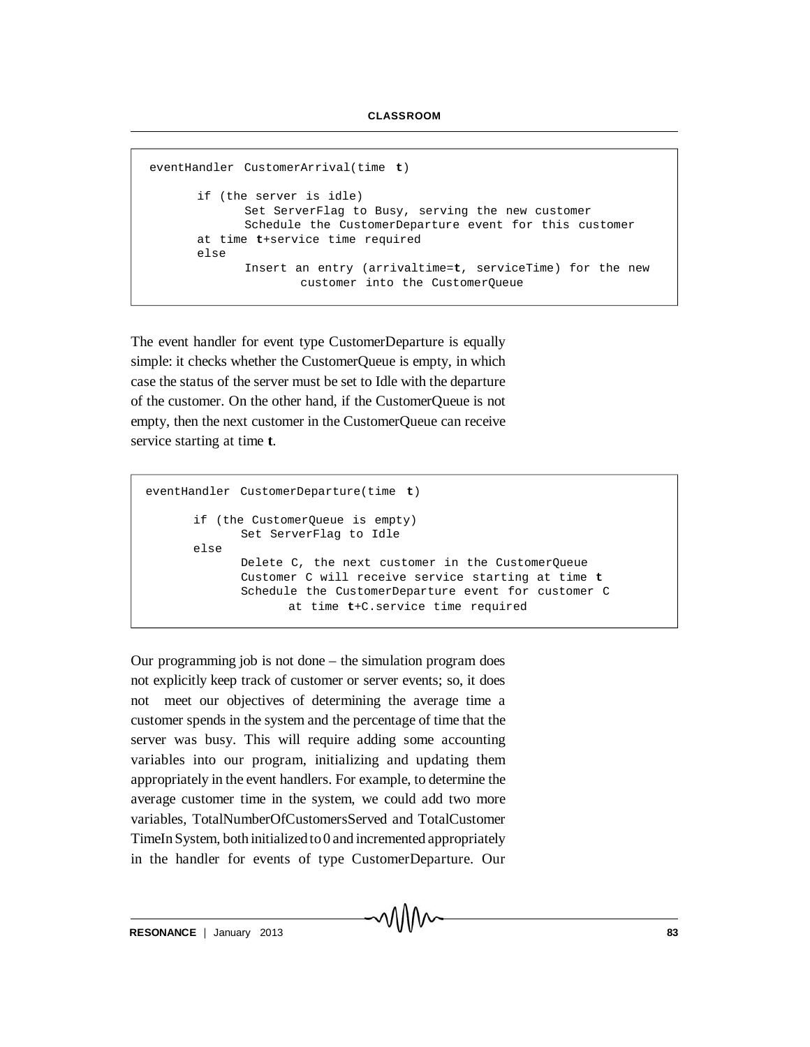```
eventHandler  CustomerArrival(time  t)

       if (the server is idle)
              Set ServerFlag to Busy, serving the new customer
              Schedule the CustomerDeparture event for this customer
       at time t+service time required
       else
              Insert an entry (arrivaltime=t, serviceTime) for the new
                     customer into the CustomerQueue
```

The event handler for event type CustomerDeparture is equally simple: it checks whether the CustomerQueue is empty, in which case the status of the server must be set to Idle with the departure of the customer. On the other hand, if the CustomerQueue is not empty, then the next customer in the CustomerQueue can receive service starting at time **t**.

```
eventHandler  CustomerDeparture(time  t)

       if (the CustomerQueue is empty)
              Set ServerFlag to Idle
       else
              Delete C, the next customer in the CustomerQueue
              Customer C will receive service starting at time t
              Schedule the CustomerDeparture event for customer C
                     at time t+C.service time required
```

Our programming job is not done – the simulation program does not explicitly keep track of customer or server events; so, it does not meet our objectives of determining the average time a customer spends in the system and the percentage of time that the server was busy. This will require adding some accounting variables into our program, initializing and updating them appropriately in the event handlers. For example, to determine the average customer time in the system, we could add two more variables, TotalNumberOfCustomersServed and TotalCustomer TimeIn System, both initialized to 0 and incremented appropriately in the handler for events of type CustomerDeparture. Our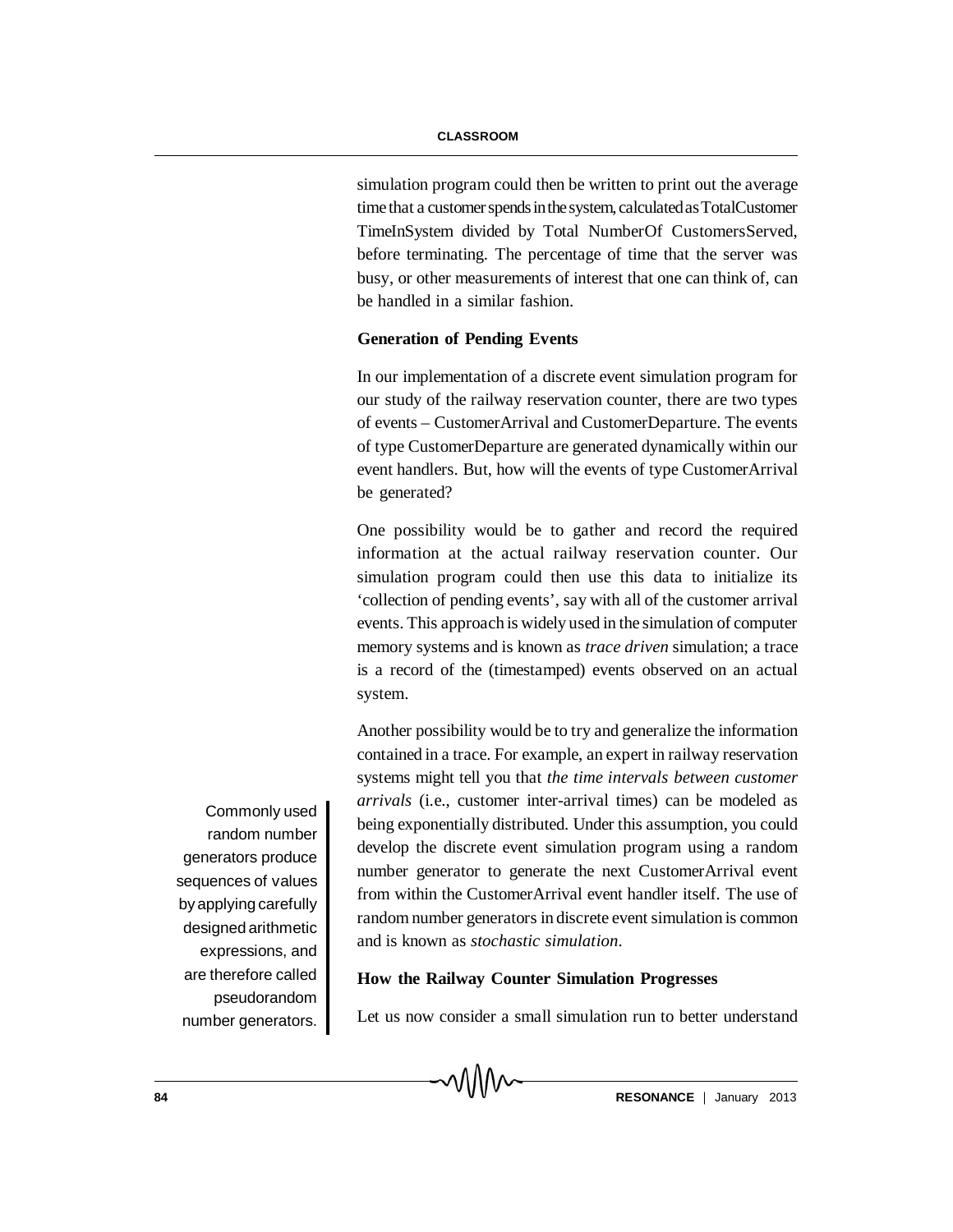simulation program could then be written to print out the average time that a customer spends in the system, calculated as TotalCustomer TimeInSystem divided by Total NumberOf CustomersServed, before terminating. The percentage of time that the server was busy, or other measurements of interest that one can think of, can be handled in a similar fashion.

### Generation of Pending Events

In our implementation of a discrete event simulation program for our study of the railway reservation counter, there are two types of events – CustomerArrival and CustomerDeparture. The events of type CustomerDeparture are generated dynamically within our event handlers. But, how will the events of type CustomerArrival be generated?

One possibility would be to gather and record the required information at the actual railway reservation counter. Our simulation program could then use this data to initialize its 'collection of pending events', say with all of the customer arrival events. This approach is widely used in the simulation of computer memory systems and is known as *trace driven* simulation; a trace is a record of the (timestamped) events observed on an actual system.

Another possibility would be to try and generalize the information contained in a trace. For example, an expert in railway reservation systems might tell you that *the time intervals between customer arrivals* (i.e., customer inter-arrival times) can be modeled as being exponentially distributed. Under this assumption, you could develop the discrete event simulation program using a random number generator to generate the next CustomerArrival event from within the CustomerArrival event handler itself. The use of random number generators in discrete event simulation is common and is known as *stochastic simulation*.

Commonly used random number generators produce sequences of values by applying carefully designed arithmetic expressions, and are therefore called pseudorandom number generators.

### How the Railway Counter Simulation Progresses

Let us now consider a small simulation run to better understand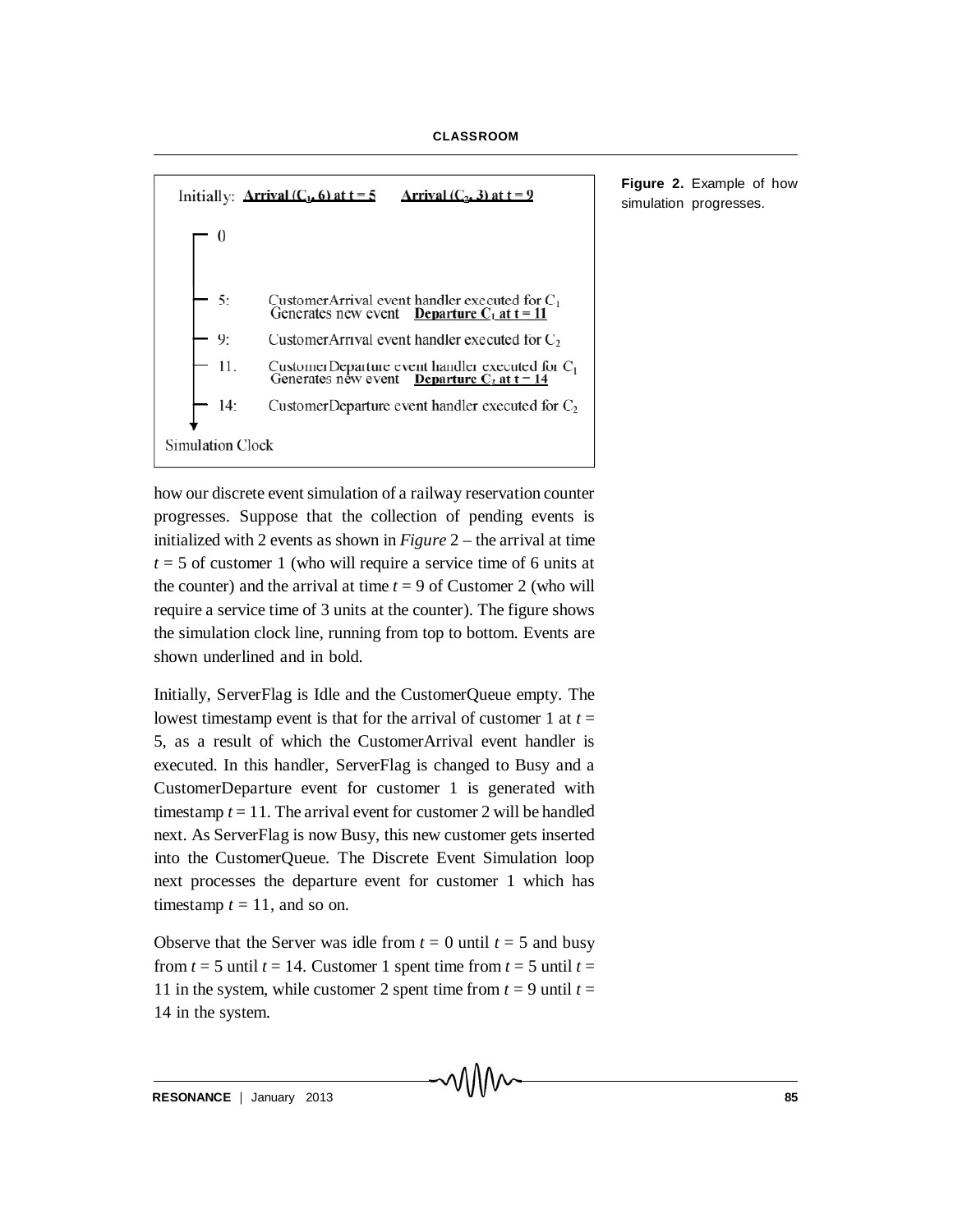Initially: **Arrival ($C_1$, 6) at t = 5** **Arrival ($C_2$, 3) at t = 9**

- 0
- 5: CustomerArrival event handler executed for $C_1$
  Generates new event **Departure $C_1$ at t = 11**
- 9: CustomerArrival event handler executed for $C_2$
- 11. CustomerDeparture event handler executed for $C_1$
  Generates new event **Departure $C_2$ at t = 14**
- 14: CustomerDeparture event handler executed for $C_2$

Simulation Clock

**Figure 2.** Example of how simulation progresses.

how our discrete event simulation of a railway reservation counter progresses. Suppose that the collection of pending events is initialized with 2 events as shown in *Figure* 2 – the arrival at time $t = 5$ of customer 1 (who will require a service time of 6 units at the counter) and the arrival at time $t = 9$ of Customer 2 (who will require a service time of 3 units at the counter). The figure shows the simulation clock line, running from top to bottom. Events are shown underlined and in bold.

Initially, ServerFlag is Idle and the CustomerQueue empty. The lowest timestamp event is that for the arrival of customer 1 at $t = 5$, as a result of which the CustomerArrival event handler is executed. In this handler, ServerFlag is changed to Busy and a CustomerDeparture event for customer 1 is generated with timestamp $t = 11$. The arrival event for customer 2 will be handled next. As ServerFlag is now Busy, this new customer gets inserted into the CustomerQueue. The Discrete Event Simulation loop next processes the departure event for customer 1 which has timestamp $t = 11$, and so on.

Observe that the Server was idle from $t = 0$ until $t = 5$ and busy from $t = 5$ until $t = 14$. Customer 1 spent time from $t = 5$ until $t = 11$ in the system, while customer 2 spent time from $t = 9$ until $t = 14$ in the system.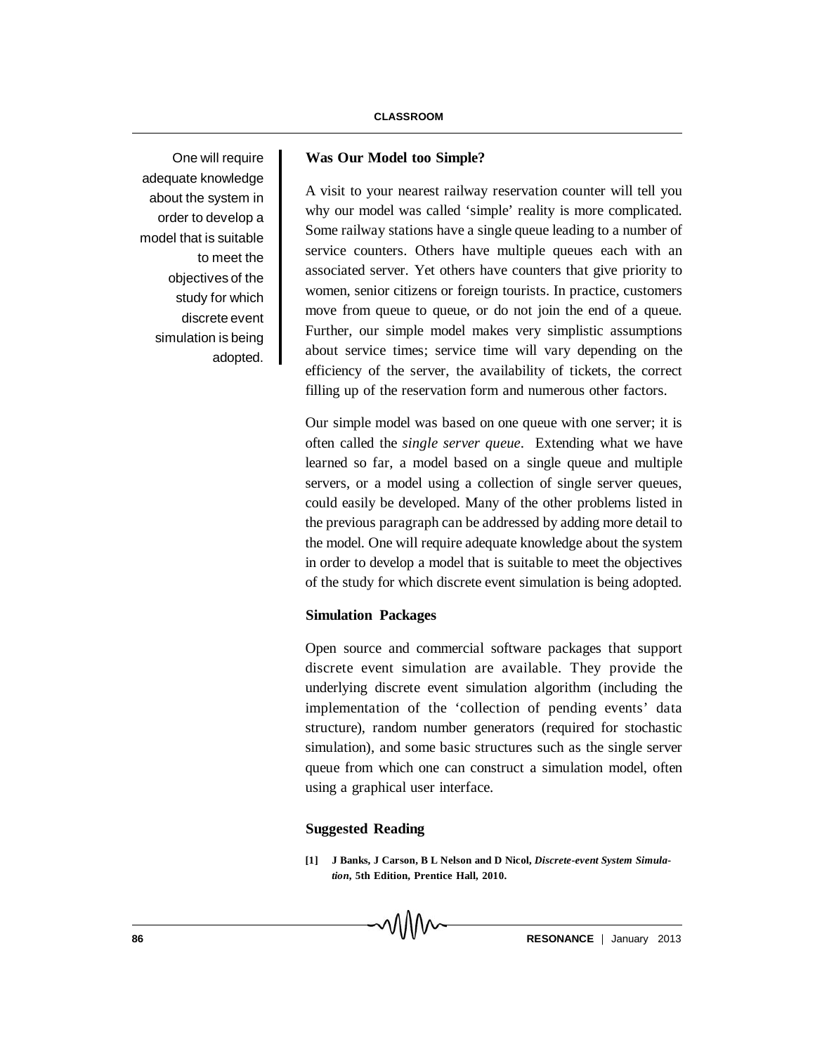One will require adequate knowledge about the system in order to develop a model that is suitable to meet the objectives of the study for which discrete event simulation is being adopted.

### Was Our Model too Simple?

A visit to your nearest railway reservation counter will tell you why our model was called 'simple' reality is more complicated. Some railway stations have a single queue leading to a number of service counters. Others have multiple queues each with an associated server. Yet others have counters that give priority to women, senior citizens or foreign tourists. In practice, customers move from queue to queue, or do not join the end of a queue. Further, our simple model makes very simplistic assumptions about service times; service time will vary depending on the efficiency of the server, the availability of tickets, the correct filling up of the reservation form and numerous other factors.

Our simple model was based on one queue with one server; it is often called the *single server queue*. Extending what we have learned so far, a model based on a single queue and multiple servers, or a model using a collection of single server queues, could easily be developed. Many of the other problems listed in the previous paragraph can be addressed by adding more detail to the model. One will require adequate knowledge about the system in order to develop a model that is suitable to meet the objectives of the study for which discrete event simulation is being adopted.

### Simulation Packages

Open source and commercial software packages that support discrete event simulation are available. They provide the underlying discrete event simulation algorithm (including the implementation of the 'collection of pending events' data structure), random number generators (required for stochastic simulation), and some basic structures such as the single server queue from which one can construct a simulation model, often using a graphical user interface.

### Suggested Reading

**[1] J Banks, J Carson, B L Nelson and D Nicol, *Discrete-event System Simulation*, 5th Edition, Prentice Hall, 2010.**